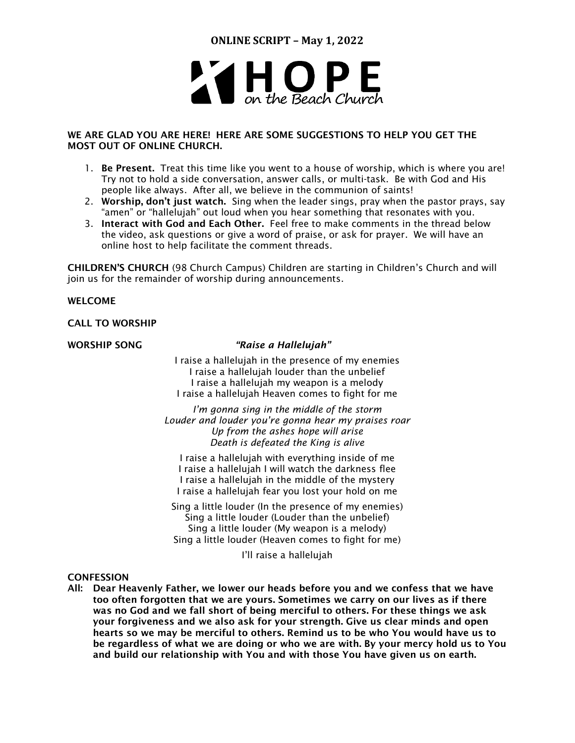# ONLINE SCRIPT – May 1, 2022

# HOPE on the Beach Church

**WE ARE GLAD YOU ARE HERE! HERE ARE SOME SUGGESTIONS TO HELP YOU GET THE MOST OUT OF ONLINE CHURCH.**

1. **Be Present.** Treat this time like you went to a house of worship, which is where you are! Try not to hold a side conversation, answer calls, or multi-task. Be with God and His people like always. After all, we believe in the communion of saints!
2. **Worship, don't just watch.** Sing when the leader sings, pray when the pastor prays, say "amen" or "hallelujah" out loud when you hear something that resonates with you.
3. **Interact with God and Each Other.** Feel free to make comments in the thread below the video, ask questions or give a word of praise, or ask for prayer. We will have an online host to help facilitate the comment threads.

**CHILDREN'S CHURCH** (98 Church Campus) Children are starting in Children's Church and will join us for the remainder of worship during announcements.

**WELCOME**

**CALL TO WORSHIP**

**WORSHIP SONG** ***"Raise a Hallelujah"***

I raise a hallelujah in the presence of my enemies
I raise a hallelujah louder than the unbelief
I raise a hallelujah my weapon is a melody
I raise a hallelujah Heaven comes to fight for me

*I'm gonna sing in the middle of the storm*
*Louder and louder you're gonna hear my praises roar*
*Up from the ashes hope will arise*
*Death is defeated the King is alive*

I raise a hallelujah with everything inside of me
I raise a hallelujah I will watch the darkness flee
I raise a hallelujah in the middle of the mystery
I raise a hallelujah fear you lost your hold on me

Sing a little louder (In the presence of my enemies)
Sing a little louder (Louder than the unbelief)
Sing a little louder (My weapon is a melody)
Sing a little louder (Heaven comes to fight for me)

I'll raise a hallelujah

**CONFESSION**

**All: Dear Heavenly Father, we lower our heads before you and we confess that we have too often forgotten that we are yours. Sometimes we carry on our lives as if there was no God and we fall short of being merciful to others. For these things we ask your forgiveness and we also ask for your strength. Give us clear minds and open hearts so we may be merciful to others. Remind us to be who You would have us to be regardless of what we are doing or who we are with. By your mercy hold us to You and build our relationship with You and with those You have given us on earth.**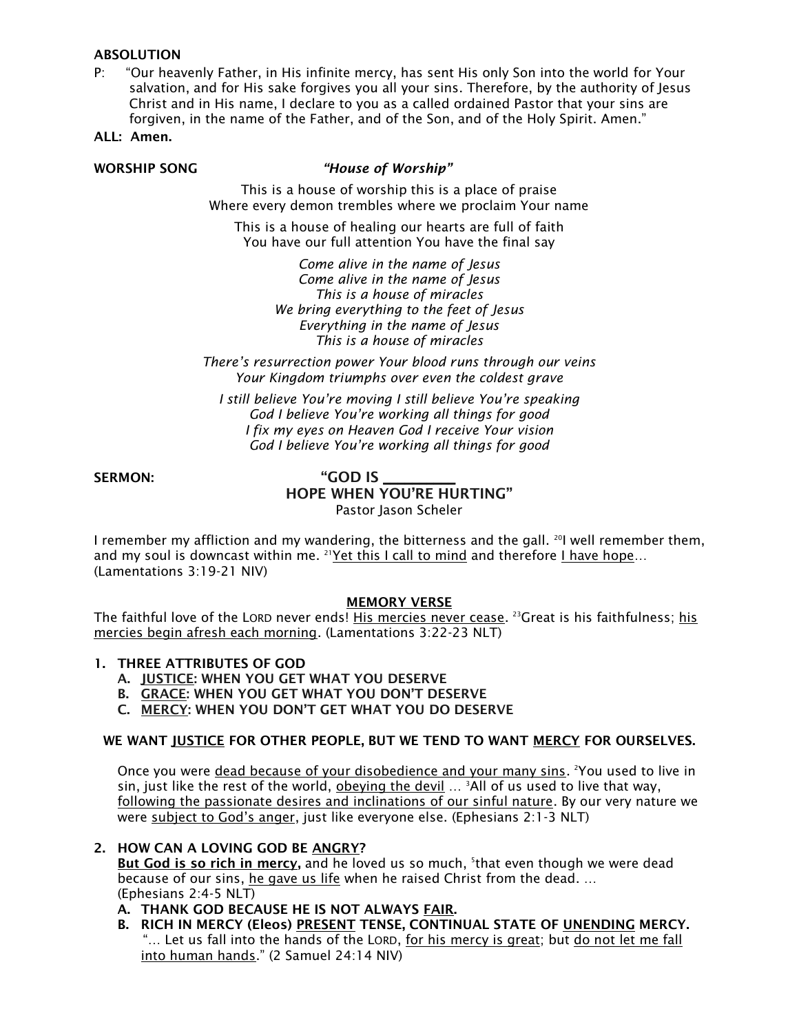**ABSOLUTION**

P: "Our heavenly Father, in His infinite mercy, has sent His only Son into the world for Your salvation, and for His sake forgives you all your sins. Therefore, by the authority of Jesus Christ and in His name, I declare to you as a called ordained Pastor that your sins are forgiven, in the name of the Father, and of the Son, and of the Holy Spirit. Amen."

**ALL: Amen.**

**WORSHIP SONG** ***"House of Worship"***

This is a house of worship this is a place of praise
Where every demon trembles where we proclaim Your name

This is a house of healing our hearts are full of faith
You have our full attention You have the final say

*Come alive in the name of Jesus*
*Come alive in the name of Jesus*
*This is a house of miracles*
*We bring everything to the feet of Jesus*
*Everything in the name of Jesus*
*This is a house of miracles*

*There's resurrection power Your blood runs through our veins*
*Your Kingdom triumphs over even the coldest grave*

*I still believe You're moving I still believe You're speaking*
*God I believe You're working all things for good*
*I fix my eyes on Heaven God I receive Your vision*
*God I believe You're working all things for good*

**SERMON:** **"GOD IS \_\_\_\_\_\_\_\_\_ HOPE WHEN YOU'RE HURTING"**
Pastor Jason Scheler

I remember my affliction and my wandering, the bitterness and the gall. [20]I well remember them, and my soul is downcast within me. [21]<u>Yet this I call to mind</u> and therefore <u>I have hope</u>… (Lamentations 3:19-21 NIV)

**<u>MEMORY VERSE</u>**

The faithful love of the LORD never ends! <u>His mercies never cease</u>. [23]Great is his faithfulness; <u>his mercies begin afresh each morning</u>. (Lamentations 3:22-23 NLT)

1. **THREE ATTRIBUTES OF GOD**
   - **A. <u>JUSTICE</u>: WHEN YOU GET WHAT YOU DESERVE**
   - **B. <u>GRACE</u>: WHEN YOU GET WHAT YOU DON'T DESERVE**
   - **C. <u>MERCY</u>: WHEN YOU DON'T GET WHAT YOU DO DESERVE**

**WE WANT <u>JUSTICE</u> FOR OTHER PEOPLE, BUT WE TEND TO WANT <u>MERCY</u> FOR OURSELVES.**

Once you were <u>dead because of your disobedience and your many sins</u>. [2]You used to live in sin, just like the rest of the world, <u>obeying the devil</u> … [3]All of us used to live that way, <u>following the passionate desires and inclinations of our sinful nature</u>. By our very nature we were <u>subject to God's anger</u>, just like everyone else. (Ephesians 2:1-3 NLT)

2. **HOW CAN A LOVING GOD BE <u>ANGRY</u>?**

**<u>But God is so rich in mercy</u>,** and he loved us so much, [5]that even though we were dead because of our sins, <u>he gave us life</u> when he raised Christ from the dead. … (Ephesians 2:4-5 NLT)

- **A. THANK GOD BECAUSE HE IS NOT ALWAYS <u>FAIR</u>.**
- **B. RICH IN MERCY (Eleos) <u>PRESENT</u> TENSE, CONTINUAL STATE OF <u>UNENDING</u> MERCY.**

"… Let us fall into the hands of the LORD, <u>for his mercy is great</u>; but <u>do not let me fall into human hands</u>." (2 Samuel 24:14 NIV)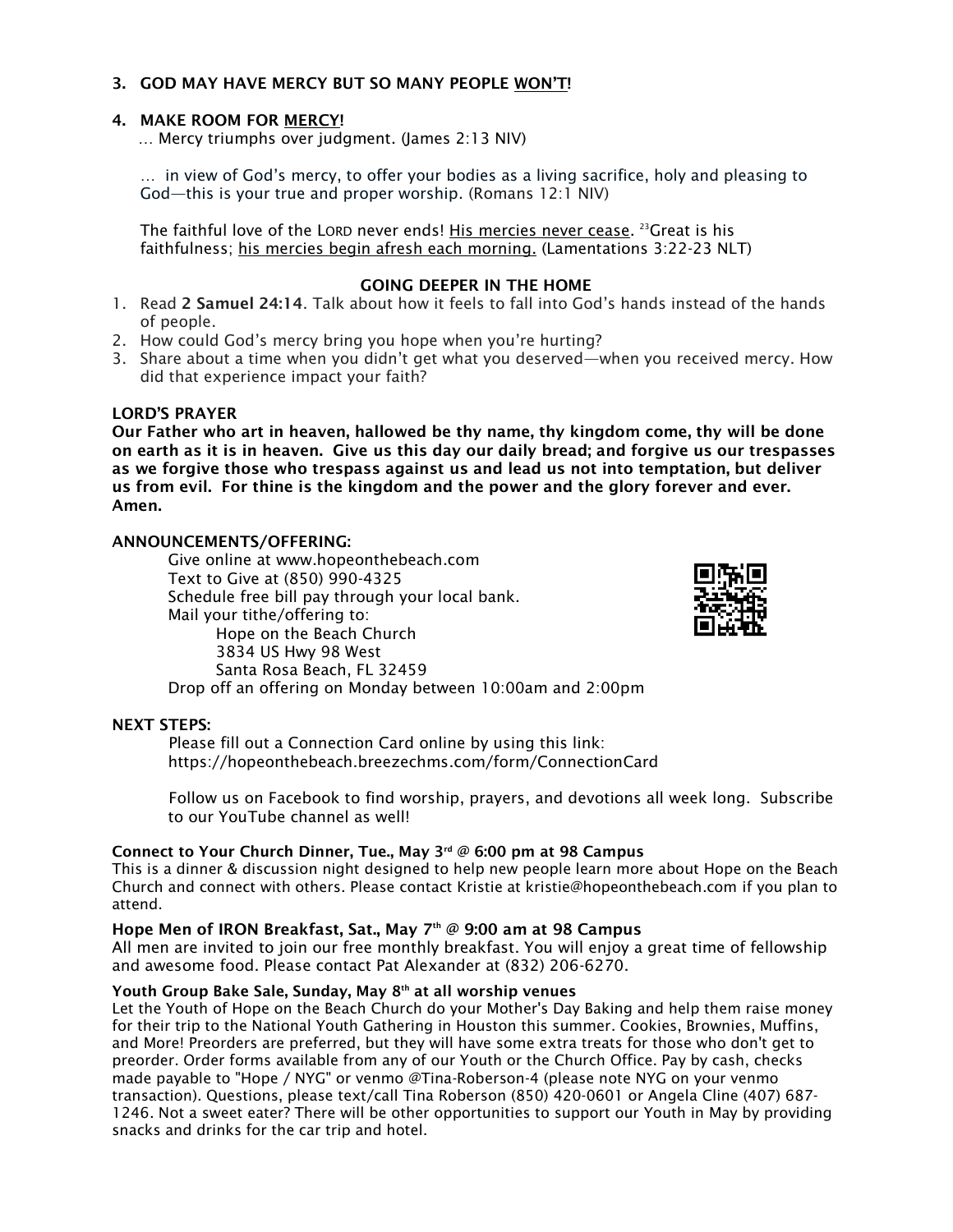### 3. GOD MAY HAVE MERCY BUT SO MANY PEOPLE <u>WON'T</u>!

### 4. MAKE ROOM FOR <u>MERCY</u>!

… Mercy triumphs over judgment. (James 2:13 NIV)

… in view of God's mercy, to offer your bodies as a living sacrifice, holy and pleasing to God—this is your true and proper worship. (Romans 12:1 NIV)

The faithful love of the LORD never ends! <u>His mercies never cease</u>. [23]Great is his faithfulness; <u>his mercies begin afresh each morning.</u> (Lamentations 3:22-23 NLT)

## GOING DEEPER IN THE HOME

1. Read **2 Samuel 24:14**. Talk about how it feels to fall into God's hands instead of the hands of people.
2. How could God's mercy bring you hope when you're hurting?
3. Share about a time when you didn't get what you deserved—when you received mercy. How did that experience impact your faith?

**LORD'S PRAYER**

**Our Father who art in heaven, hallowed be thy name, thy kingdom come, thy will be done on earth as it is in heaven. Give us this day our daily bread; and forgive us our trespasses as we forgive those who trespass against us and lead us not into temptation, but deliver us from evil. For thine is the kingdom and the power and the glory forever and ever. Amen.**

**ANNOUNCEMENTS/OFFERING:**

Give online at www.hopeonthebeach.com
Text to Give at (850) 990-4325
Schedule free bill pay through your local bank.
Mail your tithe/offering to:
Hope on the Beach Church
3834 US Hwy 98 West
Santa Rosa Beach, FL 32459
Drop off an offering on Monday between 10:00am and 2:00pm

**NEXT STEPS:**

Please fill out a Connection Card online by using this link:
https://hopeonthebeach.breezechms.com/form/ConnectionCard

Follow us on Facebook to find worship, prayers, and devotions all week long. Subscribe to our YouTube channel as well!

**Connect to Your Church Dinner, Tue., May 3rd @ 6:00 pm at 98 Campus**
This is a dinner & discussion night designed to help new people learn more about Hope on the Beach Church and connect with others. Please contact Kristie at kristie@hopeonthebeach.com if you plan to attend.

**Hope Men of IRON Breakfast, Sat., May 7th @ 9:00 am at 98 Campus**
All men are invited to join our free monthly breakfast. You will enjoy a great time of fellowship and awesome food. Please contact Pat Alexander at (832) 206-6270.

**Youth Group Bake Sale, Sunday, May 8th at all worship venues**
Let the Youth of Hope on the Beach Church do your Mother's Day Baking and help them raise money for their trip to the National Youth Gathering in Houston this summer. Cookies, Brownies, Muffins, and More! Preorders are preferred, but they will have some extra treats for those who don't get to preorder. Order forms available from any of our Youth or the Church Office. Pay by cash, checks made payable to "Hope / NYG" or venmo @Tina-Roberson-4 (please note NYG on your venmo transaction). Questions, please text/call Tina Roberson (850) 420-0601 or Angela Cline (407) 687-1246. Not a sweet eater? There will be other opportunities to support our Youth in May by providing snacks and drinks for the car trip and hotel.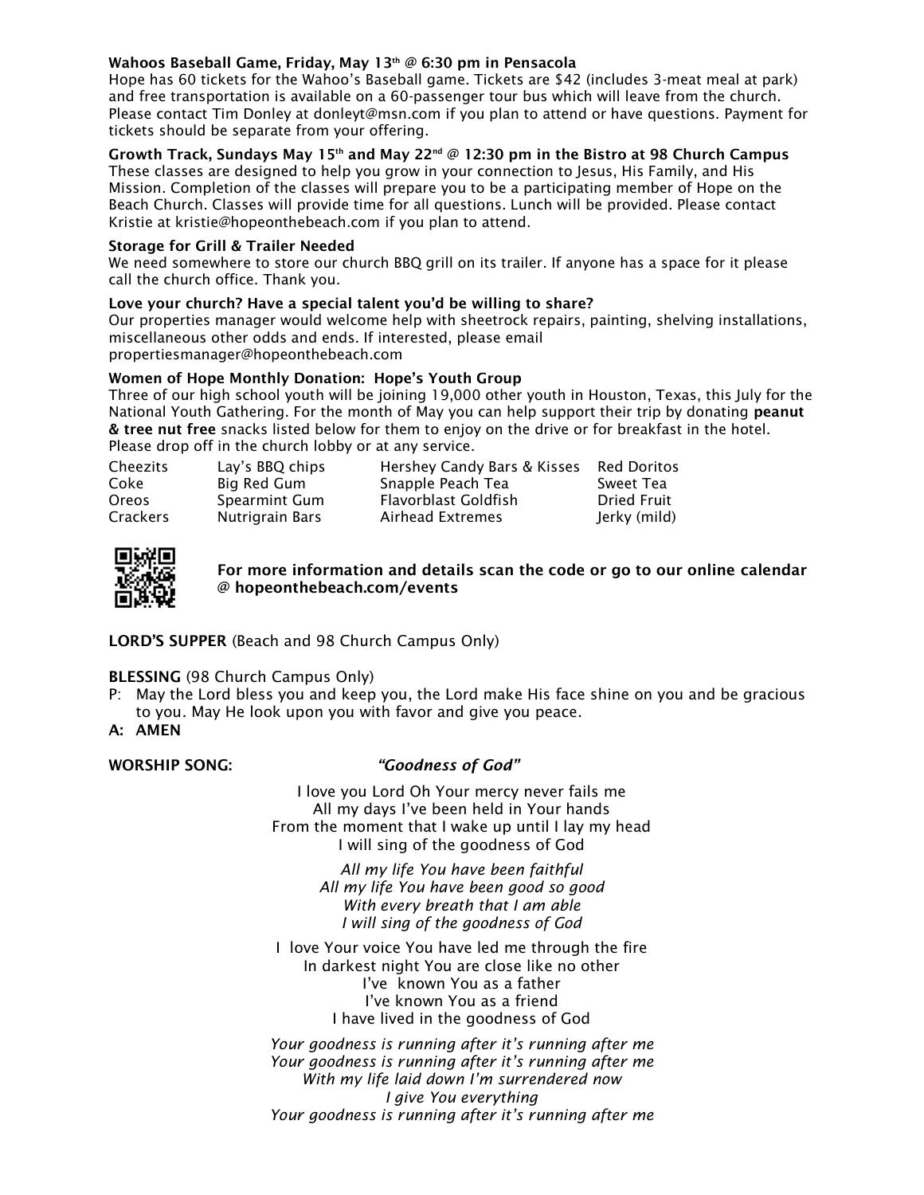**Wahoos Baseball Game, Friday, May 13th @ 6:30 pm in Pensacola**
Hope has 60 tickets for the Wahoo's Baseball game. Tickets are $42 (includes 3-meat meal at park) and free transportation is available on a 60-passenger tour bus which will leave from the church. Please contact Tim Donley at donleyt@msn.com if you plan to attend or have questions. Payment for tickets should be separate from your offering.

**Growth Track, Sundays May 15th and May 22nd @ 12:30 pm in the Bistro at 98 Church Campus**
These classes are designed to help you grow in your connection to Jesus, His Family, and His Mission. Completion of the classes will prepare you to be a participating member of Hope on the Beach Church. Classes will provide time for all questions. Lunch will be provided. Please contact Kristie at kristie@hopeonthebeach.com if you plan to attend.

**Storage for Grill & Trailer Needed**
We need somewhere to store our church BBQ grill on its trailer. If anyone has a space for it please call the church office. Thank you.

**Love your church? Have a special talent you'd be willing to share?**
Our properties manager would welcome help with sheetrock repairs, painting, shelving installations, miscellaneous other odds and ends. If interested, please email propertiesmanager@hopeonthebeach.com

**Women of Hope Monthly Donation: Hope's Youth Group**
Three of our high school youth will be joining 19,000 other youth in Houston, Texas, this July for the National Youth Gathering. For the month of May you can help support their trip by donating **peanut & tree nut free** snacks listed below for them to enjoy on the drive or for breakfast in the hotel. Please drop off in the church lobby or at any service.

| | | | |
|---|---|---|---|
| Cheezits | Lay's BBQ chips | Hershey Candy Bars & Kisses | Red Doritos |
| Coke | Big Red Gum | Snapple Peach Tea | Sweet Tea |
| Oreos | Spearmint Gum | Flavorblast Goldfish | Dried Fruit |
| Crackers | Nutrigrain Bars | Airhead Extremes | Jerky (mild) |

**For more information and details scan the code or go to our online calendar @ hopeonthebeach.com/events**

**LORD'S SUPPER** (Beach and 98 Church Campus Only)

**BLESSING** (98 Church Campus Only)

P: May the Lord bless you and keep you, the Lord make His face shine on you and be gracious to you. May He look upon you with favor and give you peace.

**A: AMEN**

**WORSHIP SONG:** ***"Goodness of God"***

I love you Lord Oh Your mercy never fails me
All my days I've been held in Your hands
From the moment that I wake up until I lay my head
I will sing of the goodness of God

*All my life You have been faithful*
*All my life You have been good so good*
*With every breath that I am able*
*I will sing of the goodness of God*

I love Your voice You have led me through the fire
In darkest night You are close like no other
I've known You as a father
I've known You as a friend
I have lived in the goodness of God

*Your goodness is running after it's running after me*
*Your goodness is running after it's running after me*
*With my life laid down I'm surrendered now*
*I give You everything*
*Your goodness is running after it's running after me*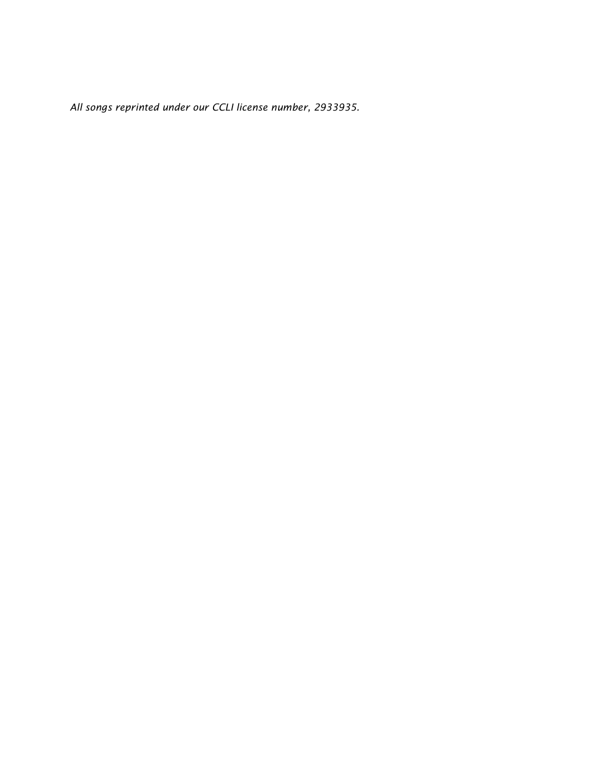*All songs reprinted under our CCLI license number, 2933935.*